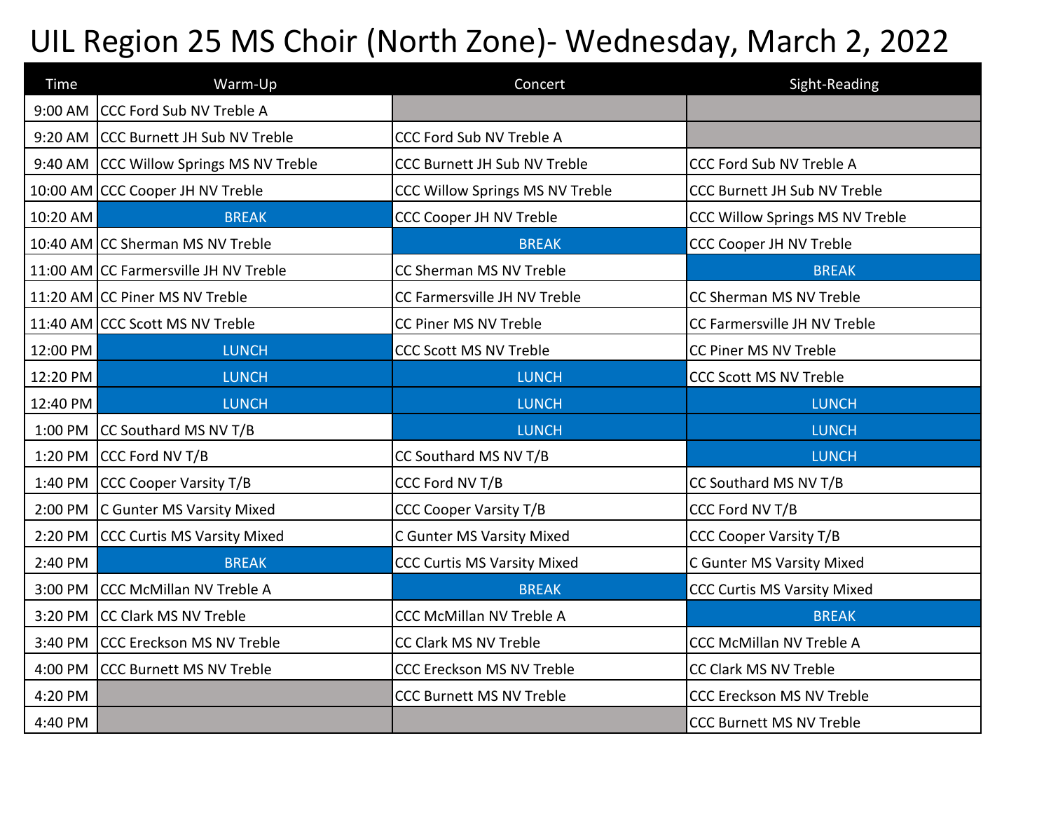# UIL Region 25 MS Choir (North Zone)- Wednesday, March 2, 2022

| Time | Warm-Up | Concert | Sight-Reading |
|---|---|---|---|
| 9:00 AM | CCC Ford Sub NV Treble A | | |
| 9:20 AM | CCC Burnett JH Sub NV Treble | CCC Ford Sub NV Treble A | |
| 9:40 AM | CCC Willow Springs MS NV Treble | CCC Burnett JH Sub NV Treble | CCC Ford Sub NV Treble A |
| 10:00 AM | CCC Cooper JH NV Treble | CCC Willow Springs MS NV Treble | CCC Burnett JH Sub NV Treble |
| 10:20 AM | BREAK | CCC Cooper JH NV Treble | CCC Willow Springs MS NV Treble |
| 10:40 AM | CC Sherman MS NV Treble | BREAK | CCC Cooper JH NV Treble |
| 11:00 AM | CC Farmersville JH NV Treble | CC Sherman MS NV Treble | BREAK |
| 11:20 AM | CC Piner MS NV Treble | CC Farmersville JH NV Treble | CC Sherman MS NV Treble |
| 11:40 AM | CCC Scott MS NV Treble | CC Piner MS NV Treble | CC Farmersville JH NV Treble |
| 12:00 PM | LUNCH | CCC Scott MS NV Treble | CC Piner MS NV Treble |
| 12:20 PM | LUNCH | LUNCH | CCC Scott MS NV Treble |
| 12:40 PM | LUNCH | LUNCH | LUNCH |
| 1:00 PM | CC Southard MS NV T/B | LUNCH | LUNCH |
| 1:20 PM | CCC Ford NV T/B | CC Southard MS NV T/B | LUNCH |
| 1:40 PM | CCC Cooper Varsity T/B | CCC Ford NV T/B | CC Southard MS NV T/B |
| 2:00 PM | C Gunter MS Varsity Mixed | CCC Cooper Varsity T/B | CCC Ford NV T/B |
| 2:20 PM | CCC Curtis MS Varsity Mixed | C Gunter MS Varsity Mixed | CCC Cooper Varsity T/B |
| 2:40 PM | BREAK | CCC Curtis MS Varsity Mixed | C Gunter MS Varsity Mixed |
| 3:00 PM | CCC McMillan NV Treble A | BREAK | CCC Curtis MS Varsity Mixed |
| 3:20 PM | CC Clark MS NV Treble | CCC McMillan NV Treble A | BREAK |
| 3:40 PM | CCC Ereckson MS NV Treble | CC Clark MS NV Treble | CCC McMillan NV Treble A |
| 4:00 PM | CCC Burnett MS NV Treble | CCC Ereckson MS NV Treble | CC Clark MS NV Treble |
| 4:20 PM | | CCC Burnett MS NV Treble | CCC Ereckson MS NV Treble |
| 4:40 PM | | | CCC Burnett MS NV Treble |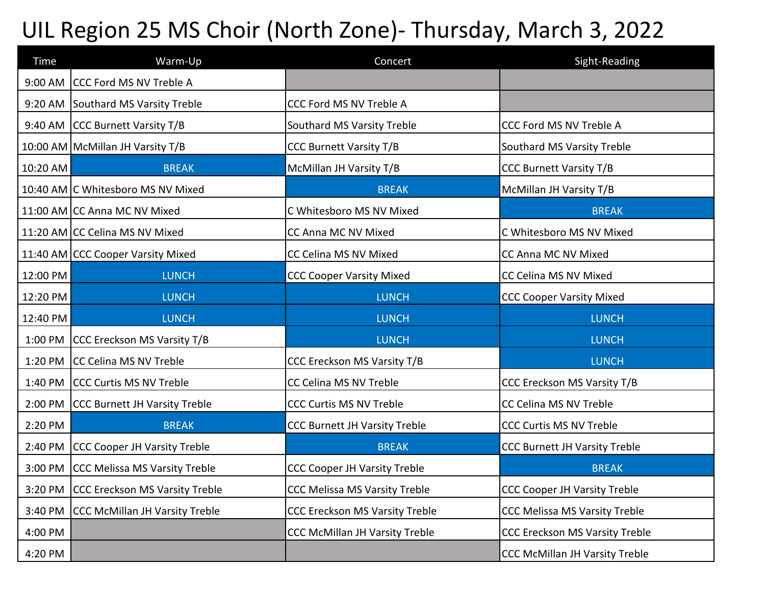# UIL Region 25 MS Choir (North Zone)- Thursday, March 3, 2022

| Time | Warm-Up | Concert | Sight-Reading |
|---|---|---|---|
| 9:00 AM | CCC Ford MS NV Treble A | | |
| 9:20 AM | Southard MS Varsity Treble | CCC Ford MS NV Treble A | |
| 9:40 AM | CCC Burnett Varsity T/B | Southard MS Varsity Treble | CCC Ford MS NV Treble A |
| 10:00 AM | McMillan JH Varsity T/B | CCC Burnett Varsity T/B | Southard MS Varsity Treble |
| 10:20 AM | BREAK | McMillan JH Varsity T/B | CCC Burnett Varsity T/B |
| 10:40 AM | C Whitesboro MS NV Mixed | BREAK | McMillan JH Varsity T/B |
| 11:00 AM | CC Anna MC NV Mixed | C Whitesboro MS NV Mixed | BREAK |
| 11:20 AM | CC Celina MS NV Mixed | CC Anna MC NV Mixed | C Whitesboro MS NV Mixed |
| 11:40 AM | CCC Cooper Varsity Mixed | CC Celina MS NV Mixed | CC Anna MC NV Mixed |
| 12:00 PM | LUNCH | CCC Cooper Varsity Mixed | CC Celina MS NV Mixed |
| 12:20 PM | LUNCH | LUNCH | CCC Cooper Varsity Mixed |
| 12:40 PM | LUNCH | LUNCH | LUNCH |
| 1:00 PM | CCC Ereckson MS Varsity T/B | LUNCH | LUNCH |
| 1:20 PM | CC Celina MS NV Treble | CCC Ereckson MS Varsity T/B | LUNCH |
| 1:40 PM | CCC Curtis MS NV Treble | CC Celina MS NV Treble | CCC Ereckson MS Varsity T/B |
| 2:00 PM | CCC Burnett JH Varsity Treble | CCC Curtis MS NV Treble | CC Celina MS NV Treble |
| 2:20 PM | BREAK | CCC Burnett JH Varsity Treble | CCC Curtis MS NV Treble |
| 2:40 PM | CCC Cooper JH Varsity Treble | BREAK | CCC Burnett JH Varsity Treble |
| 3:00 PM | CCC Melissa MS Varsity Treble | CCC Cooper JH Varsity Treble | BREAK |
| 3:20 PM | CCC Ereckson MS Varsity Treble | CCC Melissa MS Varsity Treble | CCC Cooper JH Varsity Treble |
| 3:40 PM | CCC McMillan JH Varsity Treble | CCC Ereckson MS Varsity Treble | CCC Melissa MS Varsity Treble |
| 4:00 PM | | CCC McMillan JH Varsity Treble | CCC Ereckson MS Varsity Treble |
| 4:20 PM | | | CCC McMillan JH Varsity Treble |